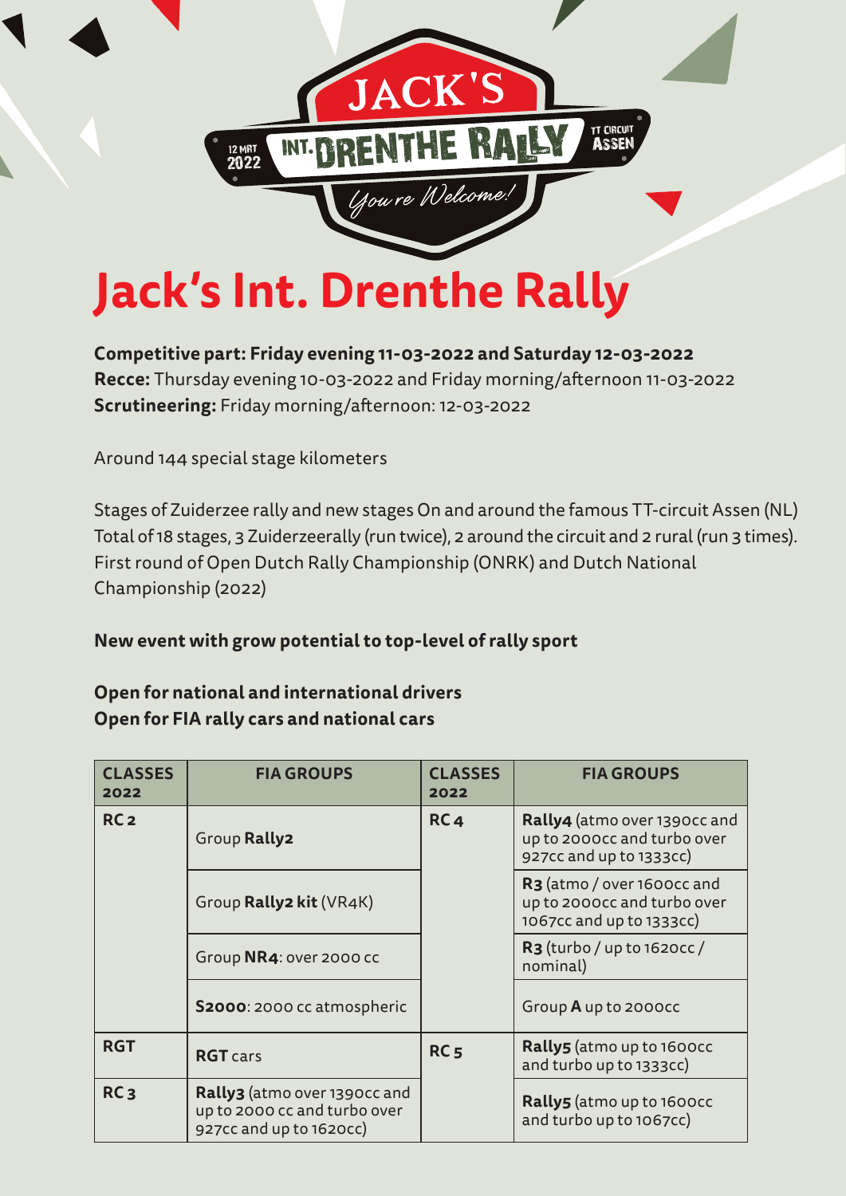JACK'S INT. DRENTHE RALLY

12 MRT 2022 · TT CIRCUIT ASSEN

*You're Welcome!*

# Jack's Int. Drenthe Rally

**Competitive part: Friday evening 11-03-2022 and Saturday 12-03-2022**
**Recce:** Thursday evening 10-03-2022 and Friday morning/afternoon 11-03-2022
**Scrutineering:** Friday morning/afternoon: 12-03-2022

Around 144 special stage kilometers

Stages of Zuiderzee rally and new stages On and around the famous TT-circuit Assen (NL)
Total of 18 stages, 3 Zuiderzeerally (run twice), 2 around the circuit and 2 rural (run 3 times).
First round of Open Dutch Rally Championship (ONRK) and Dutch National Championship (2022)

**New event with grow potential to top-level of rally sport**

**Open for national and international drivers**
**Open for FIA rally cars and national cars**

| CLASSES 2022 | FIA GROUPS | CLASSES 2022 | FIA GROUPS |
|---|---|---|---|
| RC2 | Group **Rally2** | RC4 | **Rally4** (atmo over 1390cc and up to 2000cc and turbo over 927cc and up to 1333cc) |
| | Group **Rally2 kit** (VR4K) | | **R3** (atmo / over 1600cc and up to 2000cc and turbo over 1067cc and up to 1333cc) |
| | Group **NR4**: over 2000 cc | | **R3** (turbo / up to 1620cc / nominal) |
| | **S2000**: 2000 cc atmospheric | | Group **A** up to 2000cc |
| RGT | **RGT** cars | RC5 | **Rally5** (atmo up to 1600cc and turbo up to 1333cc) |
| RC3 | **Rally3** (atmo over 1390cc and up to 2000 cc and turbo over 927cc and up to 1620cc) | | **Rally5** (atmo up to 1600cc and turbo up to 1067cc) |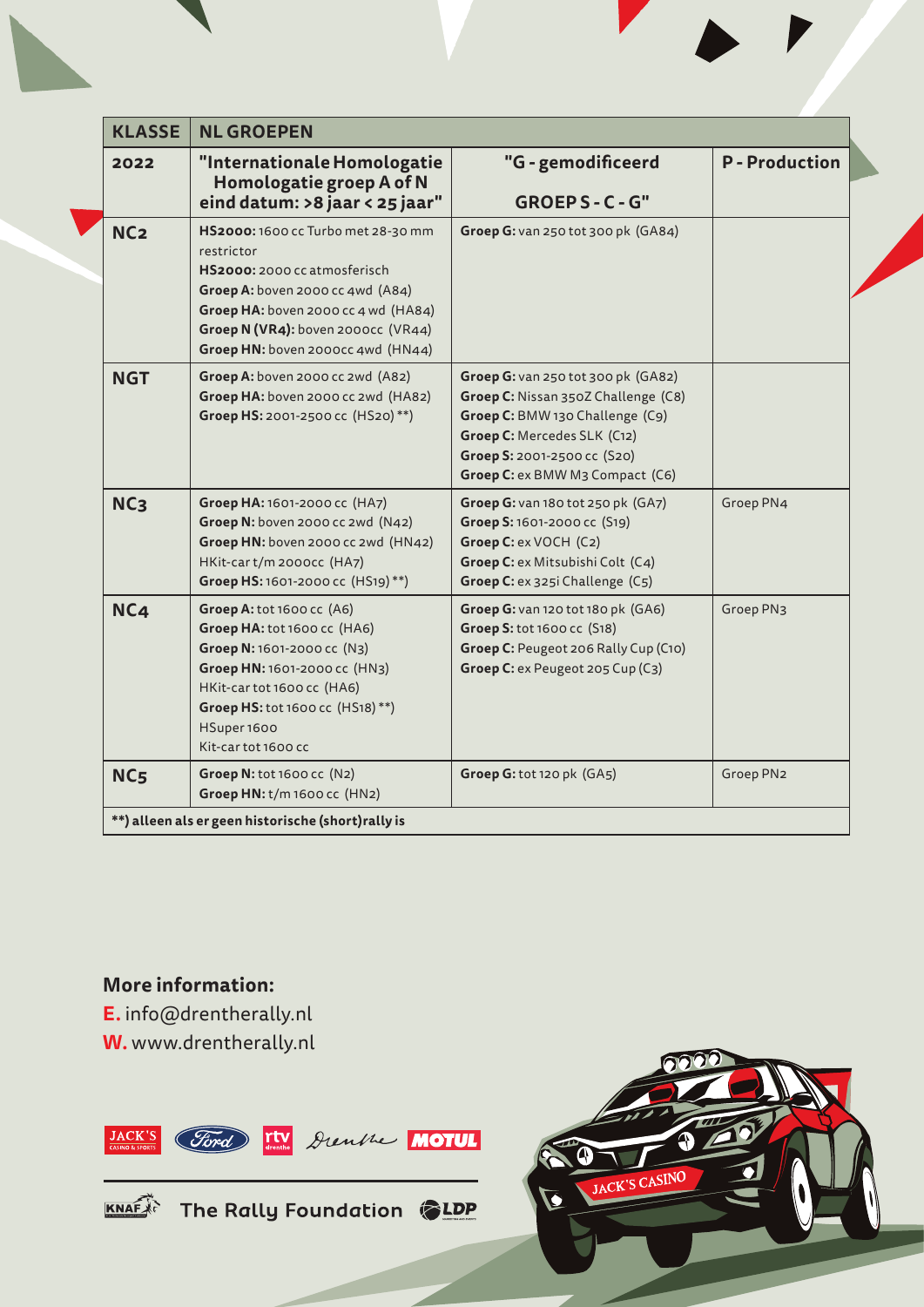| KLASSE | NL GROEPEN | | |
|---|---|---|---|
| **2022** | **"Internationale Homologatie Homologatie groep A of N eind datum: >8 jaar < 25 jaar"** | **"G - gemodificeerd GROEP S - C - G"** | **P - Production** |
| **NC2** | **HS2000:** 1600 cc Turbo met 28-30 mm restrictor<br>**HS2000:** 2000 cc atmosferisch<br>**Groep A:** boven 2000 cc 4wd (A84)<br>**Groep HA:** boven 2000 cc 4 wd (HA84)<br>**Groep N (VR4):** boven 2000cc (VR44)<br>**Groep HN:** boven 2000cc 4wd (HN44) | **Groep G:** van 250 tot 300 pk (GA84) | |
| **NGT** | **Groep A:** boven 2000 cc 2wd (A82)<br>**Groep HA:** boven 2000 cc 2wd (HA82)<br>**Groep HS:** 2001-2500 cc (HS20) **) | **Groep G:** van 250 tot 300 pk (GA82)<br>**Groep C:** Nissan 350Z Challenge (C8)<br>**Groep C:** BMW 130 Challenge (C9)<br>**Groep C:** Mercedes SLK (C12)<br>**Groep S:** 2001-2500 cc (S20)<br>**Groep C:** ex BMW M3 Compact (C6) | |
| **NC3** | **Groep HA:** 1601-2000 cc (HA7)<br>**Groep N:** boven 2000 cc 2wd (N42)<br>**Groep HN:** boven 2000 cc 2wd (HN42)<br>HKit-car t/m 2000cc (HA7)<br>**Groep HS:** 1601-2000 cc (HS19) **) | **Groep G:** van 180 tot 250 pk (GA7)<br>**Groep S:** 1601-2000 cc (S19)<br>**Groep C:** ex VOCH (C2)<br>**Groep C:** ex Mitsubishi Colt (C4)<br>**Groep C:** ex 325i Challenge (C5) | Groep PN4 |
| **NC4** | **Groep A:** tot 1600 cc (A6)<br>**Groep HA:** tot 1600 cc (HA6)<br>**Groep N:** 1601-2000 cc (N3)<br>**Groep HN:** 1601-2000 cc (HN3)<br>HKit-car tot 1600 cc (HA6)<br>**Groep HS:** tot 1600 cc (HS18) **)<br>HSuper 1600<br>Kit-car tot 1600 cc | **Groep G:** van 120 tot 180 pk (GA6)<br>**Groep S:** tot 1600 cc (S18)<br>**Groep C:** Peugeot 206 Rally Cup (C10)<br>**Groep C:** ex Peugeot 205 Cup (C3) | Groep PN3 |
| **NC5** | **Groep N:** tot 1600 cc (N2)<br>**Groep HN:** t/m 1600 cc (HN2) | **Groep G:** tot 120 pk (GA5) | Groep PN2 |
| **\*\*) alleen als er geen historische (short)rally is** | | | |

**More information:**

**E.** info@drentherally.nl
**W.** www.drentherally.nl

The Rally Foundation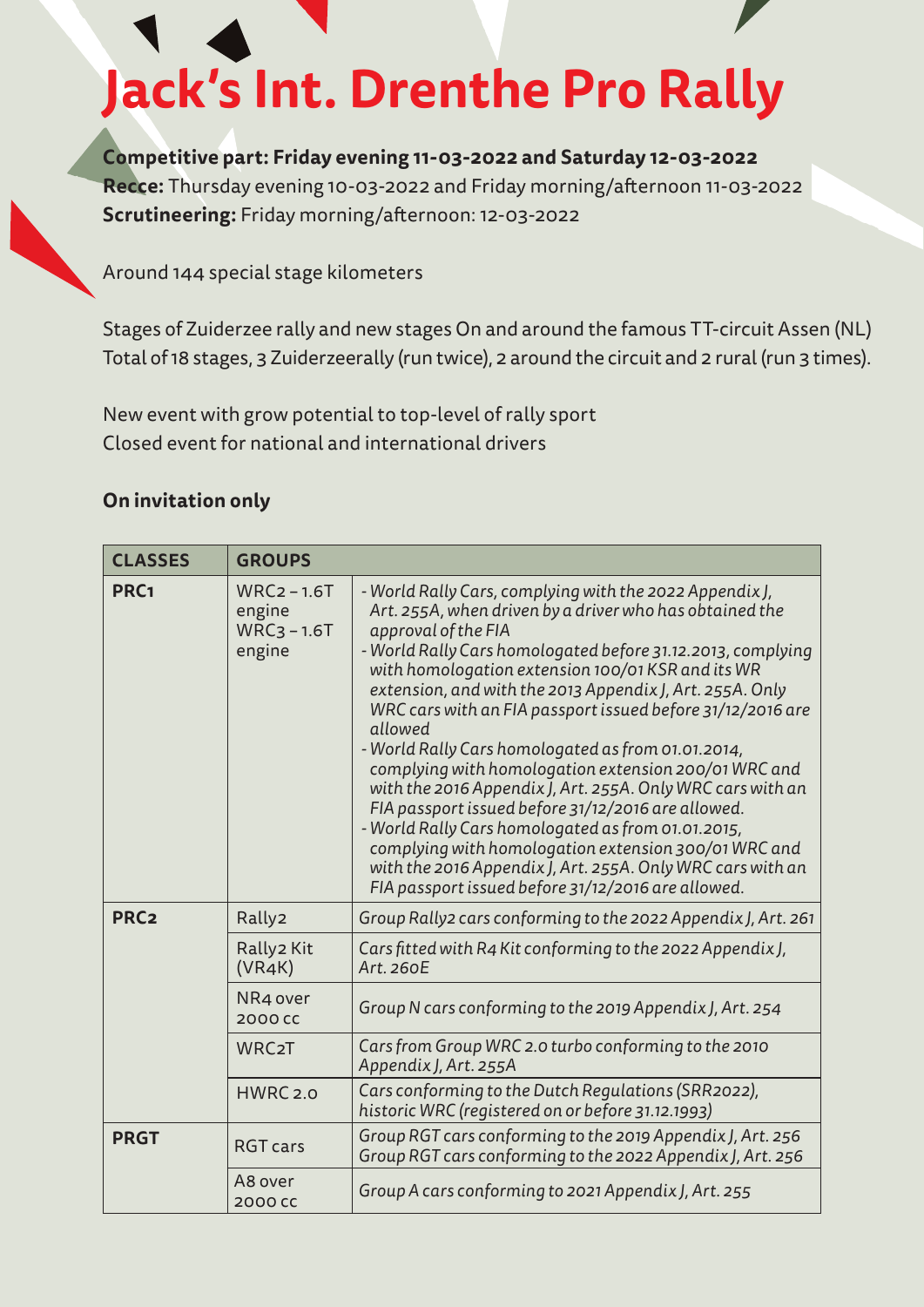# Jack's Int. Drenthe Pro Rally

**Competitive part: Friday evening 11-03-2022 and Saturday 12-03-2022**
**Recce:** Thursday evening 10-03-2022 and Friday morning/afternoon 11-03-2022
**Scrutineering:** Friday morning/afternoon: 12-03-2022

Around 144 special stage kilometers

Stages of Zuiderzee rally and new stages On and around the famous TT-circuit Assen (NL)
Total of 18 stages, 3 Zuiderzeerally (run twice), 2 around the circuit and 2 rural (run 3 times).

New event with grow potential to top-level of rally sport
Closed event for national and international drivers

**On invitation only**

| CLASSES | GROUPS | |
|---|---|---|
| **PRC1** | WRC2 – 1.6T engine WRC3 – 1.6T engine | *- World Rally Cars, complying with the 2022 Appendix J, Art. 255A, when driven by a driver who has obtained the approval of the FIA<br>- World Rally Cars homologated before 31.12.2013, complying with homologation extension 100/01 KSR and its WR extension, and with the 2013 Appendix J, Art. 255A. Only WRC cars with an FIA passport issued before 31/12/2016 are allowed<br>- World Rally Cars homologated as from 01.01.2014, complying with homologation extension 200/01 WRC and with the 2016 Appendix J, Art. 255A. Only WRC cars with an FIA passport issued before 31/12/2016 are allowed.<br>- World Rally Cars homologated as from 01.01.2015, complying with homologation extension 300/01 WRC and with the 2016 Appendix J, Art. 255A. Only WRC cars with an FIA passport issued before 31/12/2016 are allowed.* |
| **PRC2** | Rally2 | *Group Rally2 cars conforming to the 2022 Appendix J, Art. 261* |
| | Rally2 Kit (VR4K) | *Cars fitted with R4 Kit conforming to the 2022 Appendix J, Art. 260E* |
| | NR4 over 2000 cc | *Group N cars conforming to the 2019 Appendix J, Art. 254* |
| | WRC2T | *Cars from Group WRC 2.0 turbo conforming to the 2010 Appendix J, Art. 255A* |
| | HWRC 2.0 | *Cars conforming to the Dutch Regulations (SRR2022), historic WRC (registered on or before 31.12.1993)* |
| **PRGT** | RGT cars | *Group RGT cars conforming to the 2019 Appendix J, Art. 256<br>Group RGT cars conforming to the 2022 Appendix J, Art. 256* |
| | A8 over 2000 cc | *Group A cars conforming to 2021 Appendix J, Art. 255* |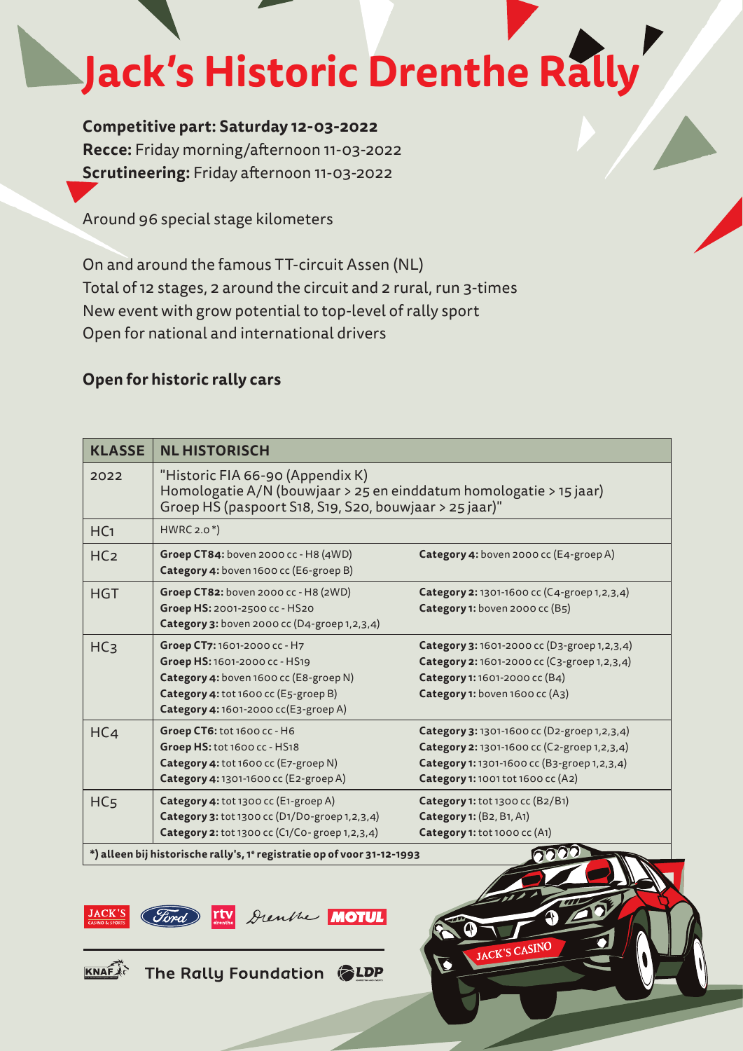# Jack's Historic Drenthe Rally

**Competitive part: Saturday 12-03-2022**
**Recce:** Friday morning/afternoon 11-03-2022
**Scrutineering:** Friday afternoon 11-03-2022

Around 96 special stage kilometers

On and around the famous TT-circuit Assen (NL)
Total of 12 stages, 2 around the circuit and 2 rural, run 3-times
New event with grow potential to top-level of rally sport
Open for national and international drivers

**Open for historic rally cars**

| KLASSE | NL HISTORISCH | |
|---|---|---|
| 2022 | "Historic FIA 66-90 (Appendix K)<br>Homologatie A/N (bouwjaar > 25 en einddatum homologatie > 15 jaar)<br>Groep HS (paspoort S18, S19, S20, bouwjaar > 25 jaar)" | |
| HC1 | HWRC 2.0 *) | |
| HC2 | **Groep CT84:** boven 2000 cc - H8 (4WD)<br>**Category 4:** boven 1600 cc (E6-groep B) | **Category 4:** boven 2000 cc (E4-groep A) |
| HGT | **Groep CT82:** boven 2000 cc - H8 (2WD)<br>**Groep HS:** 2001-2500 cc - HS20<br>**Category 3:** boven 2000 cc (D4-groep 1,2,3,4) | **Category 2:** 1301-1600 cc (C4-groep 1,2,3,4)<br>**Category 1:** boven 2000 cc (B5) |
| HC3 | **Groep CT7:** 1601-2000 cc - H7<br>**Groep HS:** 1601-2000 cc - HS19<br>**Category 4:** boven 1600 cc (E8-groep N)<br>**Category 4:** tot 1600 cc (E5-groep B)<br>**Category 4:** 1601-2000 cc(E3-groep A) | **Category 3:** 1601-2000 cc (D3-groep 1,2,3,4)<br>**Category 2:** 1601-2000 cc (C3-groep 1,2,3,4)<br>**Category 1:** 1601-2000 cc (B4)<br>**Category 1:** boven 1600 cc (A3) |
| HC4 | **Groep CT6:** tot 1600 cc - H6<br>**Groep HS:** tot 1600 cc - HS18<br>**Category 4:** tot 1600 cc (E7-groep N)<br>**Category 4:** 1301-1600 cc (E2-groep A) | **Category 3:** 1301-1600 cc (D2-groep 1,2,3,4)<br>**Category 2:** 1301-1600 cc (C2-groep 1,2,3,4)<br>**Category 1:** 1301-1600 cc (B3-groep 1,2,3,4)<br>**Category 1:** 1001 tot 1600 cc (A2) |
| HC5 | **Category 4:** tot 1300 cc (E1-groep A)<br>**Category 3:** tot 1300 cc (D1/D0-groep 1,2,3,4)<br>**Category 2:** tot 1300 cc (C1/C0- groep 1,2,3,4) | **Category 1:** tot 1300 cc (B2/B1)<br>**Category 1:** (B2, B1, A1)<br>**Category 1:** tot 1000 cc (A1) |

***) alleen bij historische rally's, 1e registratie op of voor 31-12-1993**

The Rally Foundation